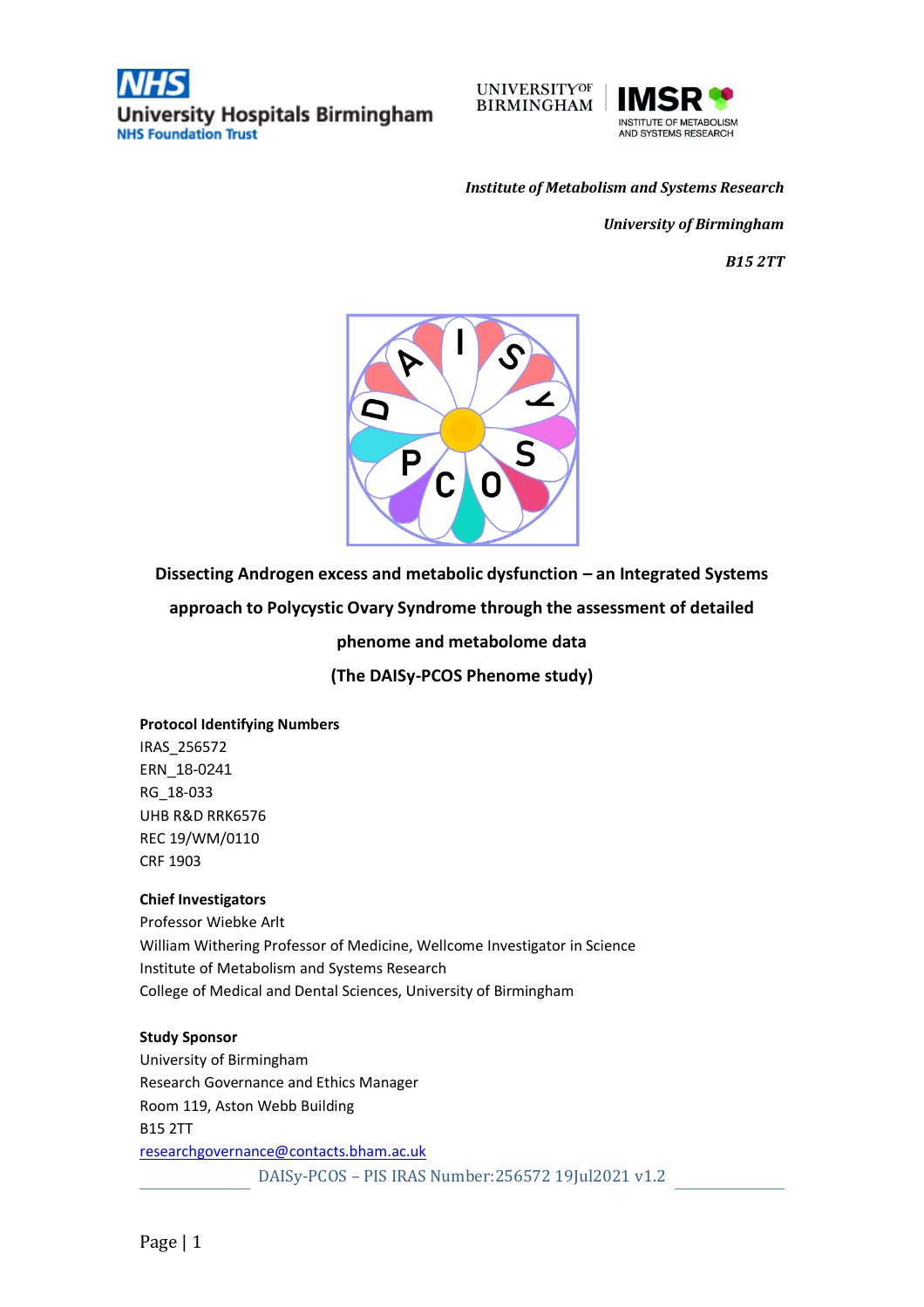*Institute of Metabolism and Systems Research*

*University of Birmingham*

*B15 2TT*

# Dissecting Androgen excess and metabolic dysfunction – an Integrated Systems approach to Polycystic Ovary Syndrome through the assessment of detailed phenome and metabolome data

## (The DAISy-PCOS Phenome study)

**Protocol Identifying Numbers**

IRAS_256572
ERN_18-0241
RG_18-033
UHB R&D RRK6576
REC 19/WM/0110
CRF 1903

**Chief Investigators**

Professor Wiebke Arlt
William Withering Professor of Medicine, Wellcome Investigator in Science
Institute of Metabolism and Systems Research
College of Medical and Dental Sciences, University of Birmingham

**Study Sponsor**

University of Birmingham
Research Governance and Ethics Manager
Room 119, Aston Webb Building
B15 2TT
researchgovernance@contacts.bham.ac.uk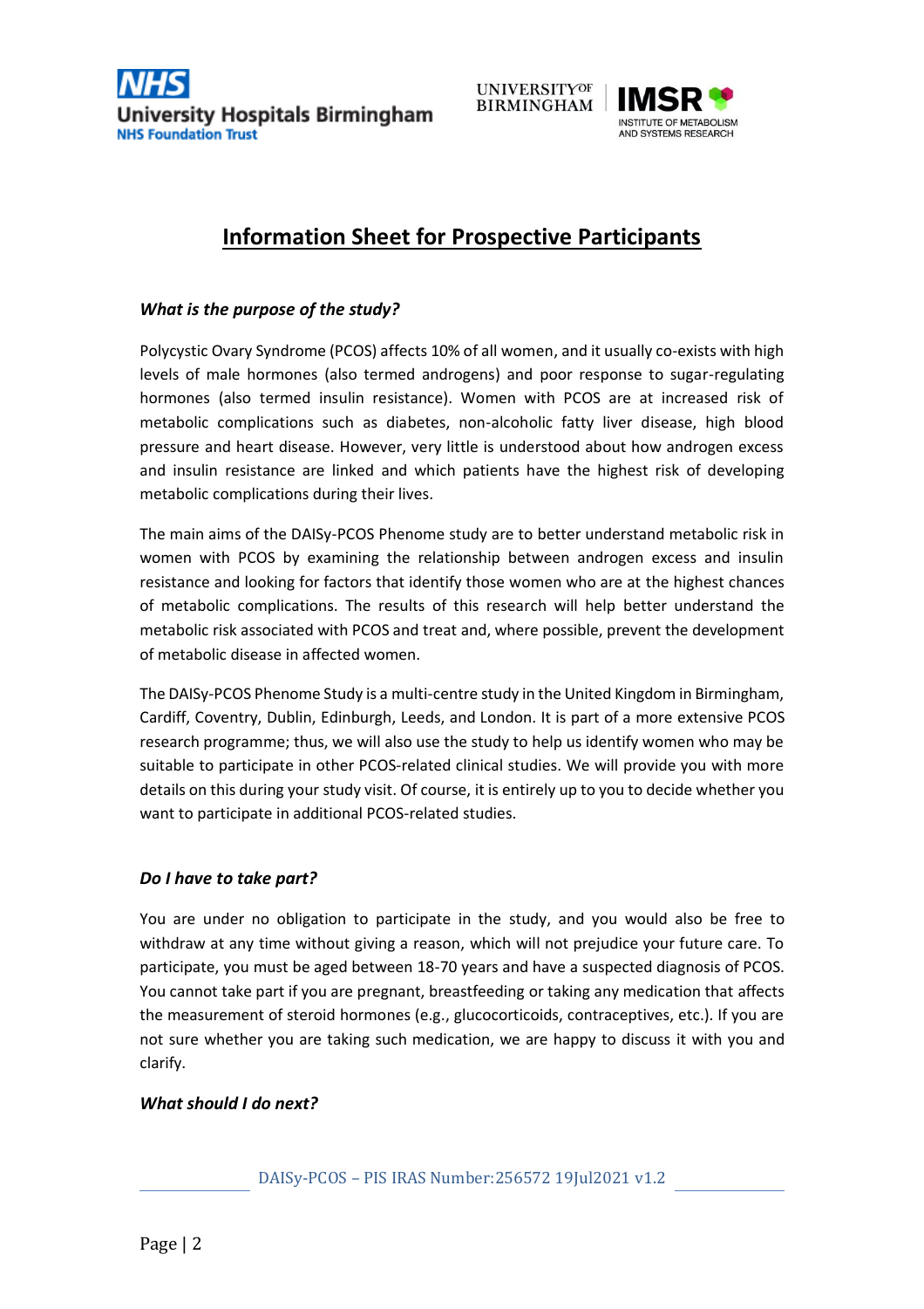## Information Sheet for Prospective Participants

### *What is the purpose of the study?*

Polycystic Ovary Syndrome (PCOS) affects 10% of all women, and it usually co-exists with high levels of male hormones (also termed androgens) and poor response to sugar-regulating hormones (also termed insulin resistance). Women with PCOS are at increased risk of metabolic complications such as diabetes, non-alcoholic fatty liver disease, high blood pressure and heart disease. However, very little is understood about how androgen excess and insulin resistance are linked and which patients have the highest risk of developing metabolic complications during their lives.

The main aims of the DAISy-PCOS Phenome study are to better understand metabolic risk in women with PCOS by examining the relationship between androgen excess and insulin resistance and looking for factors that identify those women who are at the highest chances of metabolic complications. The results of this research will help better understand the metabolic risk associated with PCOS and treat and, where possible, prevent the development of metabolic disease in affected women.

The DAISy-PCOS Phenome Study is a multi-centre study in the United Kingdom in Birmingham, Cardiff, Coventry, Dublin, Edinburgh, Leeds, and London. It is part of a more extensive PCOS research programme; thus, we will also use the study to help us identify women who may be suitable to participate in other PCOS-related clinical studies. We will provide you with more details on this during your study visit. Of course, it is entirely up to you to decide whether you want to participate in additional PCOS-related studies.

### *Do I have to take part?*

You are under no obligation to participate in the study, and you would also be free to withdraw at any time without giving a reason, which will not prejudice your future care. To participate, you must be aged between 18-70 years and have a suspected diagnosis of PCOS. You cannot take part if you are pregnant, breastfeeding or taking any medication that affects the measurement of steroid hormones (e.g., glucocorticoids, contraceptives, etc.). If you are not sure whether you are taking such medication, we are happy to discuss it with you and clarify.

### *What should I do next?*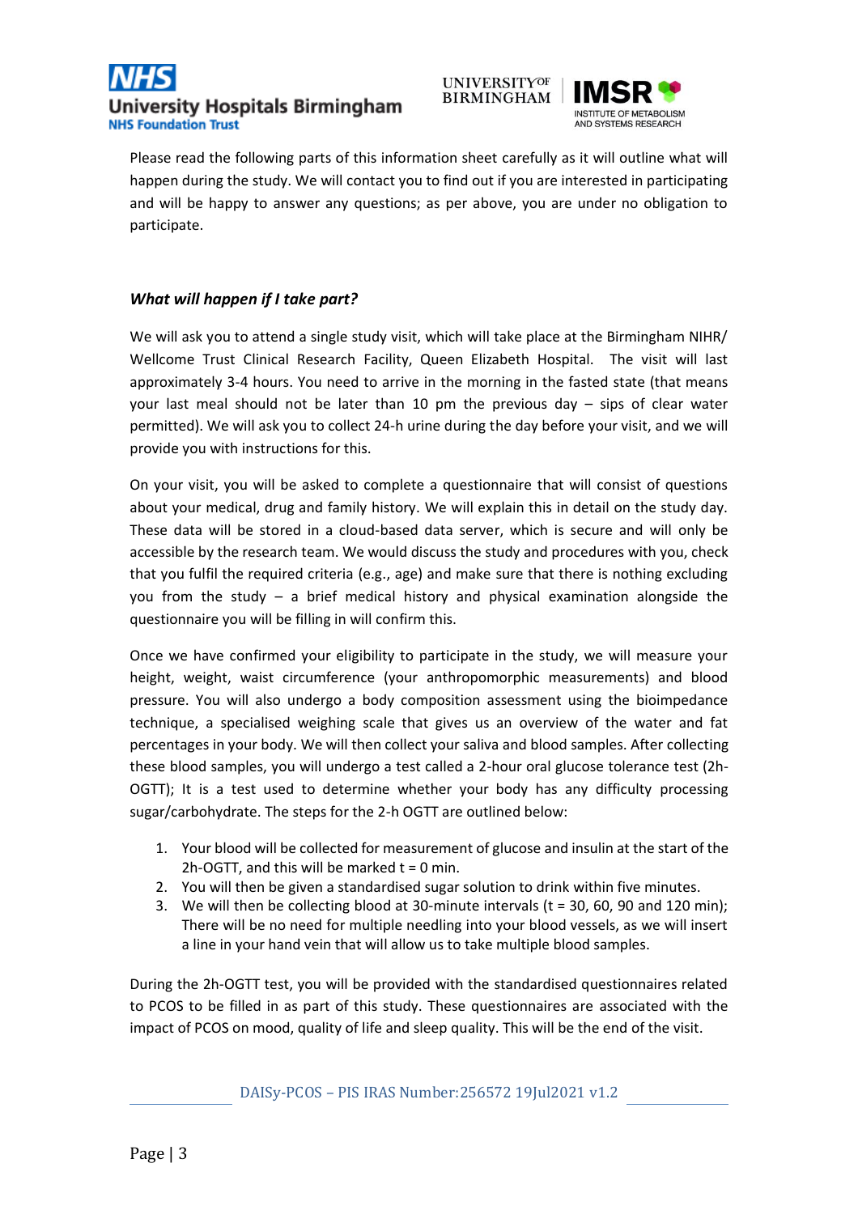Please read the following parts of this information sheet carefully as it will outline what will happen during the study. We will contact you to find out if you are interested in participating and will be happy to answer any questions; as per above, you are under no obligation to participate.

### *What will happen if I take part?*

We will ask you to attend a single study visit, which will take place at the Birmingham NIHR/ Wellcome Trust Clinical Research Facility, Queen Elizabeth Hospital. The visit will last approximately 3-4 hours. You need to arrive in the morning in the fasted state (that means your last meal should not be later than 10 pm the previous day – sips of clear water permitted). We will ask you to collect 24-h urine during the day before your visit, and we will provide you with instructions for this.

On your visit, you will be asked to complete a questionnaire that will consist of questions about your medical, drug and family history. We will explain this in detail on the study day. These data will be stored in a cloud-based data server, which is secure and will only be accessible by the research team. We would discuss the study and procedures with you, check that you fulfil the required criteria (e.g., age) and make sure that there is nothing excluding you from the study – a brief medical history and physical examination alongside the questionnaire you will be filling in will confirm this.

Once we have confirmed your eligibility to participate in the study, we will measure your height, weight, waist circumference (your anthropomorphic measurements) and blood pressure. You will also undergo a body composition assessment using the bioimpedance technique, a specialised weighing scale that gives us an overview of the water and fat percentages in your body. We will then collect your saliva and blood samples. After collecting these blood samples, you will undergo a test called a 2-hour oral glucose tolerance test (2h-OGTT); It is a test used to determine whether your body has any difficulty processing sugar/carbohydrate. The steps for the 2-h OGTT are outlined below:

1. Your blood will be collected for measurement of glucose and insulin at the start of the 2h-OGTT, and this will be marked t = 0 min.
2. You will then be given a standardised sugar solution to drink within five minutes.
3. We will then be collecting blood at 30-minute intervals (t = 30, 60, 90 and 120 min); There will be no need for multiple needling into your blood vessels, as we will insert a line in your hand vein that will allow us to take multiple blood samples.

During the 2h-OGTT test, you will be provided with the standardised questionnaires related to PCOS to be filled in as part of this study. These questionnaires are associated with the impact of PCOS on mood, quality of life and sleep quality. This will be the end of the visit.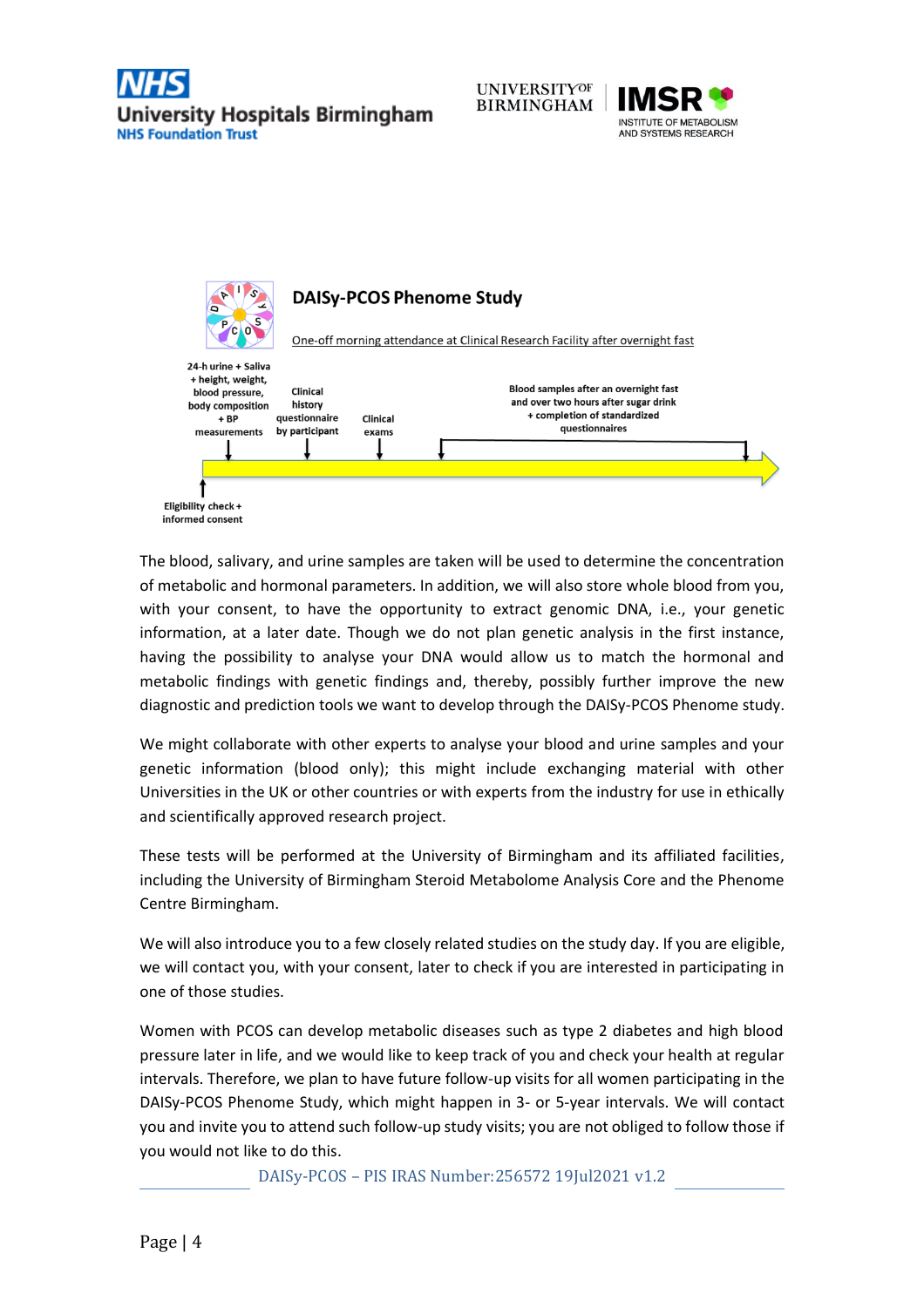**DAISy-PCOS Phenome Study**

One-off morning attendance at Clinical Research Facility after overnight fast

24-h urine + Saliva + height, weight, blood pressure, body composition + BP measurements

Clinical history questionnaire by participant

Clinical exams

Blood samples after an overnight fast and over two hours after sugar drink + completion of standardized questionnaires

Eligibility check + informed consent

The blood, salivary, and urine samples are taken will be used to determine the concentration of metabolic and hormonal parameters. In addition, we will also store whole blood from you, with your consent, to have the opportunity to extract genomic DNA, i.e., your genetic information, at a later date. Though we do not plan genetic analysis in the first instance, having the possibility to analyse your DNA would allow us to match the hormonal and metabolic findings with genetic findings and, thereby, possibly further improve the new diagnostic and prediction tools we want to develop through the DAISy-PCOS Phenome study.

We might collaborate with other experts to analyse your blood and urine samples and your genetic information (blood only); this might include exchanging material with other Universities in the UK or other countries or with experts from the industry for use in ethically and scientifically approved research project.

These tests will be performed at the University of Birmingham and its affiliated facilities, including the University of Birmingham Steroid Metabolome Analysis Core and the Phenome Centre Birmingham.

We will also introduce you to a few closely related studies on the study day. If you are eligible, we will contact you, with your consent, later to check if you are interested in participating in one of those studies.

Women with PCOS can develop metabolic diseases such as type 2 diabetes and high blood pressure later in life, and we would like to keep track of you and check your health at regular intervals. Therefore, we plan to have future follow-up visits for all women participating in the DAISy-PCOS Phenome Study, which might happen in 3- or 5-year intervals. We will contact you and invite you to attend such follow-up study visits; you are not obliged to follow those if you would not like to do this.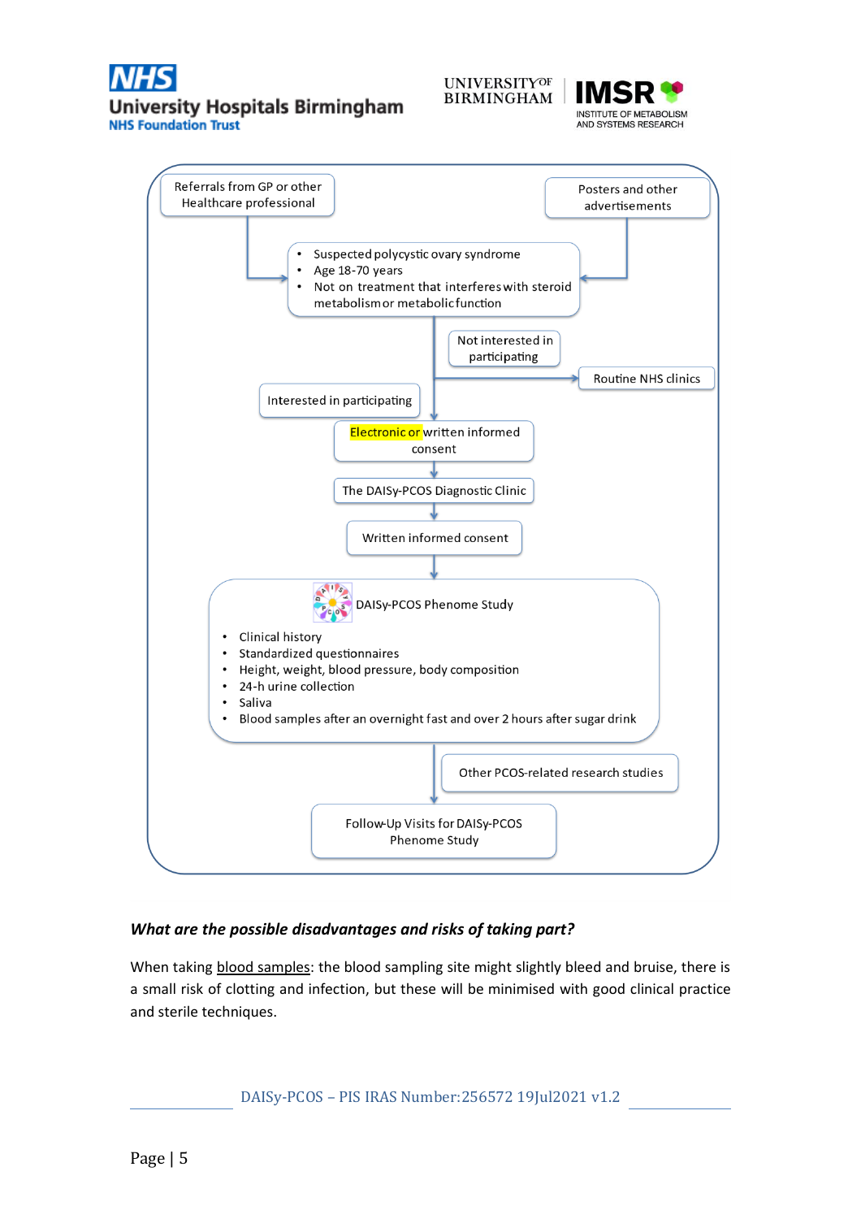Referrals from GP or other Healthcare professional

Posters and other advertisements

- Suspected polycystic ovary syndrome
- Age 18-70 years
- Not on treatment that interferes with steroid metabolism or metabolic function

Not interested in participating

Routine NHS clinics

Interested in participating

Electronic or written informed consent

The DAISy-PCOS Diagnostic Clinic

Written informed consent

DAISy-PCOS Phenome Study

- Clinical history
- Standardized questionnaires
- Height, weight, blood pressure, body composition
- 24-h urine collection
- Saliva
- Blood samples after an overnight fast and over 2 hours after sugar drink

Other PCOS-related research studies

Follow-Up Visits for DAISy-PCOS Phenome Study

### *What are the possible disadvantages and risks of taking part?*

When taking blood samples: the blood sampling site might slightly bleed and bruise, there is a small risk of clotting and infection, but these will be minimised with good clinical practice and sterile techniques.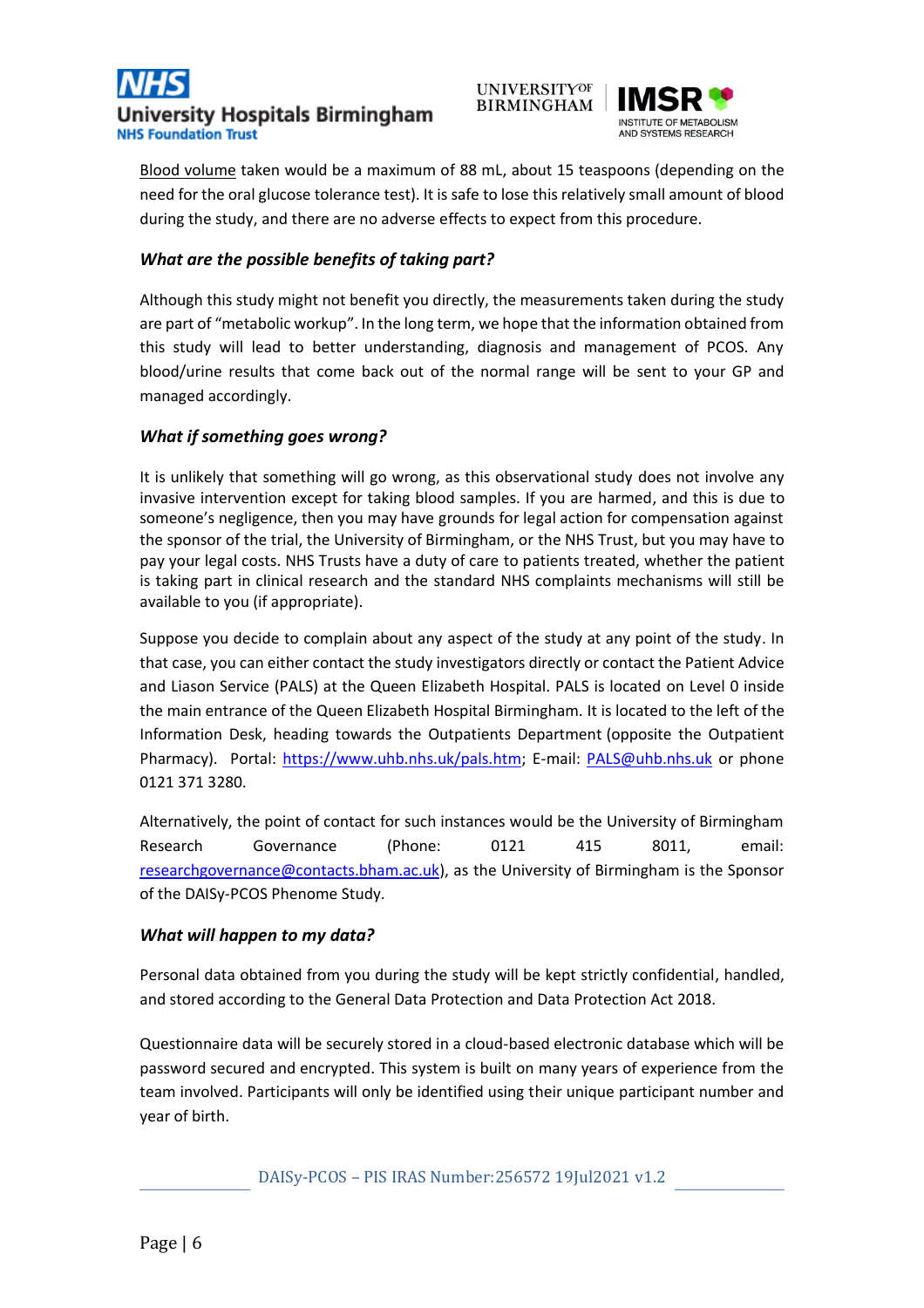Blood volume taken would be a maximum of 88 mL, about 15 teaspoons (depending on the need for the oral glucose tolerance test). It is safe to lose this relatively small amount of blood during the study, and there are no adverse effects to expect from this procedure.

### *What are the possible benefits of taking part?*

Although this study might not benefit you directly, the measurements taken during the study are part of "metabolic workup". In the long term, we hope that the information obtained from this study will lead to better understanding, diagnosis and management of PCOS. Any blood/urine results that come back out of the normal range will be sent to your GP and managed accordingly.

### *What if something goes wrong?*

It is unlikely that something will go wrong, as this observational study does not involve any invasive intervention except for taking blood samples. If you are harmed, and this is due to someone's negligence, then you may have grounds for legal action for compensation against the sponsor of the trial, the University of Birmingham, or the NHS Trust, but you may have to pay your legal costs. NHS Trusts have a duty of care to patients treated, whether the patient is taking part in clinical research and the standard NHS complaints mechanisms will still be available to you (if appropriate).

Suppose you decide to complain about any aspect of the study at any point of the study. In that case, you can either contact the study investigators directly or contact the Patient Advice and Liason Service (PALS) at the Queen Elizabeth Hospital. PALS is located on Level 0 inside the main entrance of the Queen Elizabeth Hospital Birmingham. It is located to the left of the Information Desk, heading towards the Outpatients Department (opposite the Outpatient Pharmacy). Portal: https://www.uhb.nhs.uk/pals.htm; E-mail: PALS@uhb.nhs.uk or phone 0121 371 3280.

Alternatively, the point of contact for such instances would be the University of Birmingham Research Governance (Phone: 0121 415 8011, email: researchgovernance@contacts.bham.ac.uk), as the University of Birmingham is the Sponsor of the DAISy-PCOS Phenome Study.

### *What will happen to my data?*

Personal data obtained from you during the study will be kept strictly confidential, handled, and stored according to the General Data Protection and Data Protection Act 2018.

Questionnaire data will be securely stored in a cloud-based electronic database which will be password secured and encrypted. This system is built on many years of experience from the team involved. Participants will only be identified using their unique participant number and year of birth.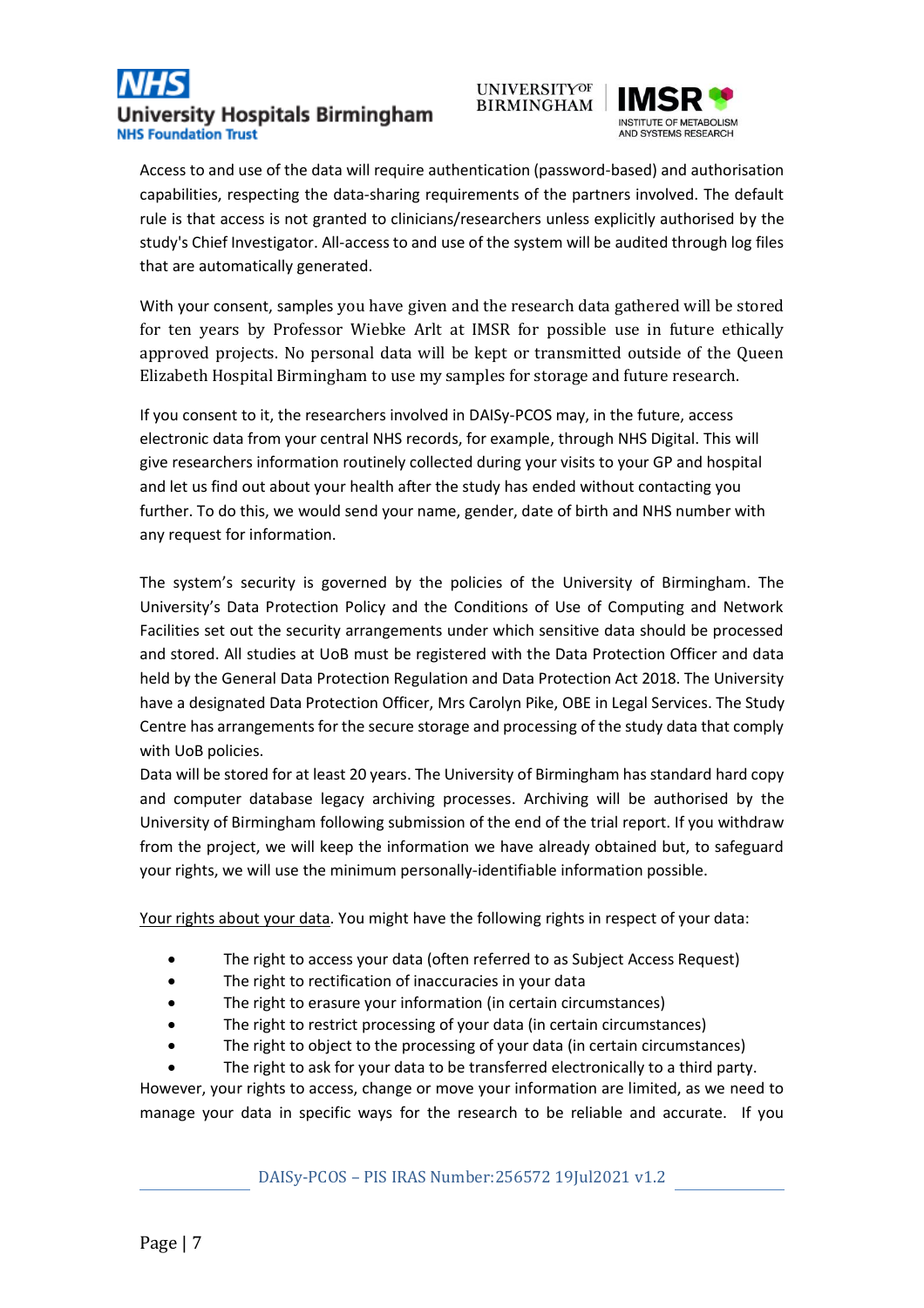Access to and use of the data will require authentication (password-based) and authorisation capabilities, respecting the data-sharing requirements of the partners involved. The default rule is that access is not granted to clinicians/researchers unless explicitly authorised by the study's Chief Investigator. All-access to and use of the system will be audited through log files that are automatically generated.

With your consent, samples you have given and the research data gathered will be stored for ten years by Professor Wiebke Arlt at IMSR for possible use in future ethically approved projects. No personal data will be kept or transmitted outside of the Queen Elizabeth Hospital Birmingham to use my samples for storage and future research.

If you consent to it, the researchers involved in DAISy-PCOS may, in the future, access electronic data from your central NHS records, for example, through NHS Digital. This will give researchers information routinely collected during your visits to your GP and hospital and let us find out about your health after the study has ended without contacting you further. To do this, we would send your name, gender, date of birth and NHS number with any request for information.

The system's security is governed by the policies of the University of Birmingham. The University's Data Protection Policy and the Conditions of Use of Computing and Network Facilities set out the security arrangements under which sensitive data should be processed and stored. All studies at UoB must be registered with the Data Protection Officer and data held by the General Data Protection Regulation and Data Protection Act 2018. The University have a designated Data Protection Officer, Mrs Carolyn Pike, OBE in Legal Services. The Study Centre has arrangements for the secure storage and processing of the study data that comply with UoB policies.
Data will be stored for at least 20 years. The University of Birmingham has standard hard copy and computer database legacy archiving processes. Archiving will be authorised by the University of Birmingham following submission of the end of the trial report. If you withdraw from the project, we will keep the information we have already obtained but, to safeguard your rights, we will use the minimum personally-identifiable information possible.

Your rights about your data. You might have the following rights in respect of your data:

- The right to access your data (often referred to as Subject Access Request)
- The right to rectification of inaccuracies in your data
- The right to erasure your information (in certain circumstances)
- The right to restrict processing of your data (in certain circumstances)
- The right to object to the processing of your data (in certain circumstances)
- The right to ask for your data to be transferred electronically to a third party.

However, your rights to access, change or move your information are limited, as we need to manage your data in specific ways for the research to be reliable and accurate. If you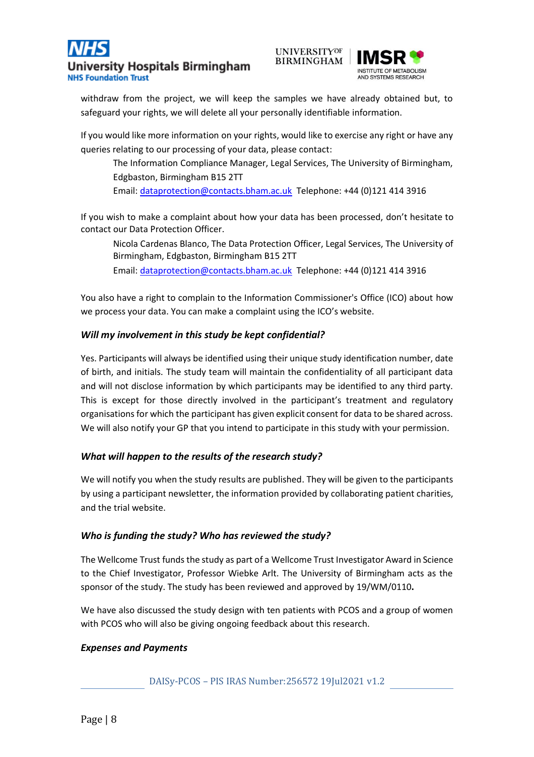withdraw from the project, we will keep the samples we have already obtained but, to safeguard your rights, we will delete all your personally identifiable information.

If you would like more information on your rights, would like to exercise any right or have any queries relating to our processing of your data, please contact:

> The Information Compliance Manager, Legal Services, The University of Birmingham, Edgbaston, Birmingham B15 2TT
> Email: [dataprotection@contacts.bham.ac.uk](mailto:dataprotection@contacts.bham.ac.uk) Telephone: +44 (0)121 414 3916

If you wish to make a complaint about how your data has been processed, don't hesitate to contact our Data Protection Officer.

> Nicola Cardenas Blanco, The Data Protection Officer, Legal Services, The University of Birmingham, Edgbaston, Birmingham B15 2TT
> Email: [dataprotection@contacts.bham.ac.uk](mailto:dataprotection@contacts.bham.ac.uk) Telephone: +44 (0)121 414 3916

You also have a right to complain to the Information Commissioner's Office (ICO) about how we process your data. You can make a complaint using the ICO's website.

### *Will my involvement in this study be kept confidential?*

Yes. Participants will always be identified using their unique study identification number, date of birth, and initials. The study team will maintain the confidentiality of all participant data and will not disclose information by which participants may be identified to any third party. This is except for those directly involved in the participant's treatment and regulatory organisations for which the participant has given explicit consent for data to be shared across. We will also notify your GP that you intend to participate in this study with your permission.

### *What will happen to the results of the research study?*

We will notify you when the study results are published. They will be given to the participants by using a participant newsletter, the information provided by collaborating patient charities, and the trial website.

### *Who is funding the study? Who has reviewed the study?*

The Wellcome Trust funds the study as part of a Wellcome Trust Investigator Award in Science to the Chief Investigator, Professor Wiebke Arlt. The University of Birmingham acts as the sponsor of the study. The study has been reviewed and approved by 19/WM/0110**.**

We have also discussed the study design with ten patients with PCOS and a group of women with PCOS who will also be giving ongoing feedback about this research.

### *Expenses and Payments*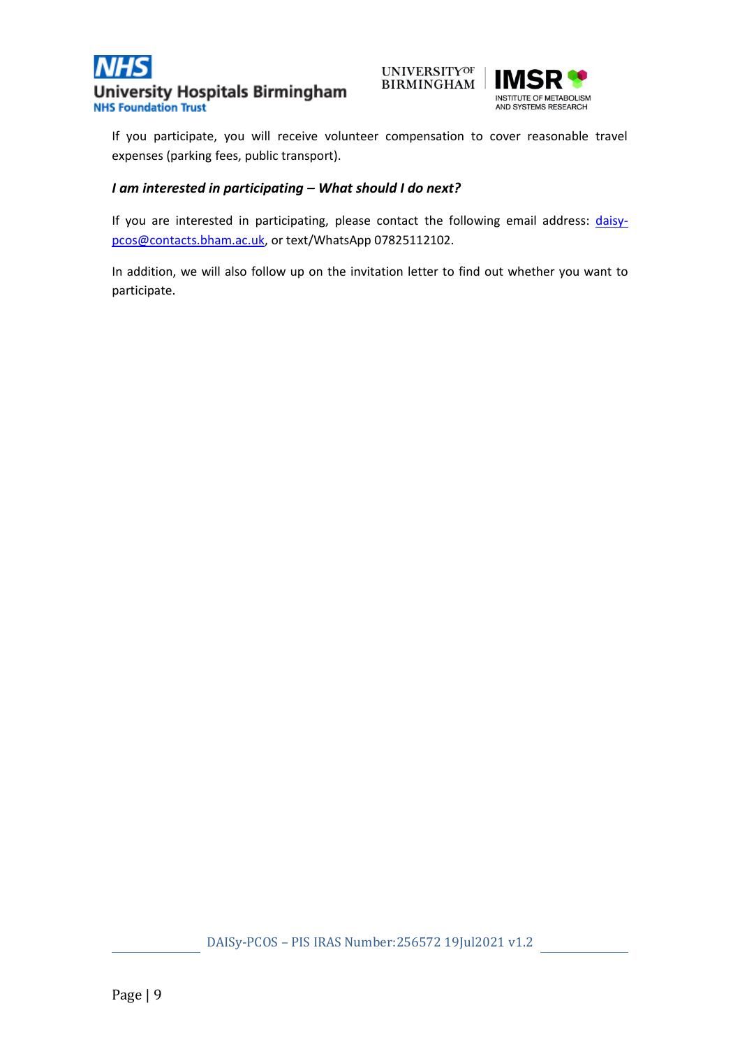If you participate, you will receive volunteer compensation to cover reasonable travel expenses (parking fees, public transport).

***I am interested in participating – What should I do next?***

If you are interested in participating, please contact the following email address: daisy-pcos@contacts.bham.ac.uk, or text/WhatsApp 07825112102.

In addition, we will also follow up on the invitation letter to find out whether you want to participate.